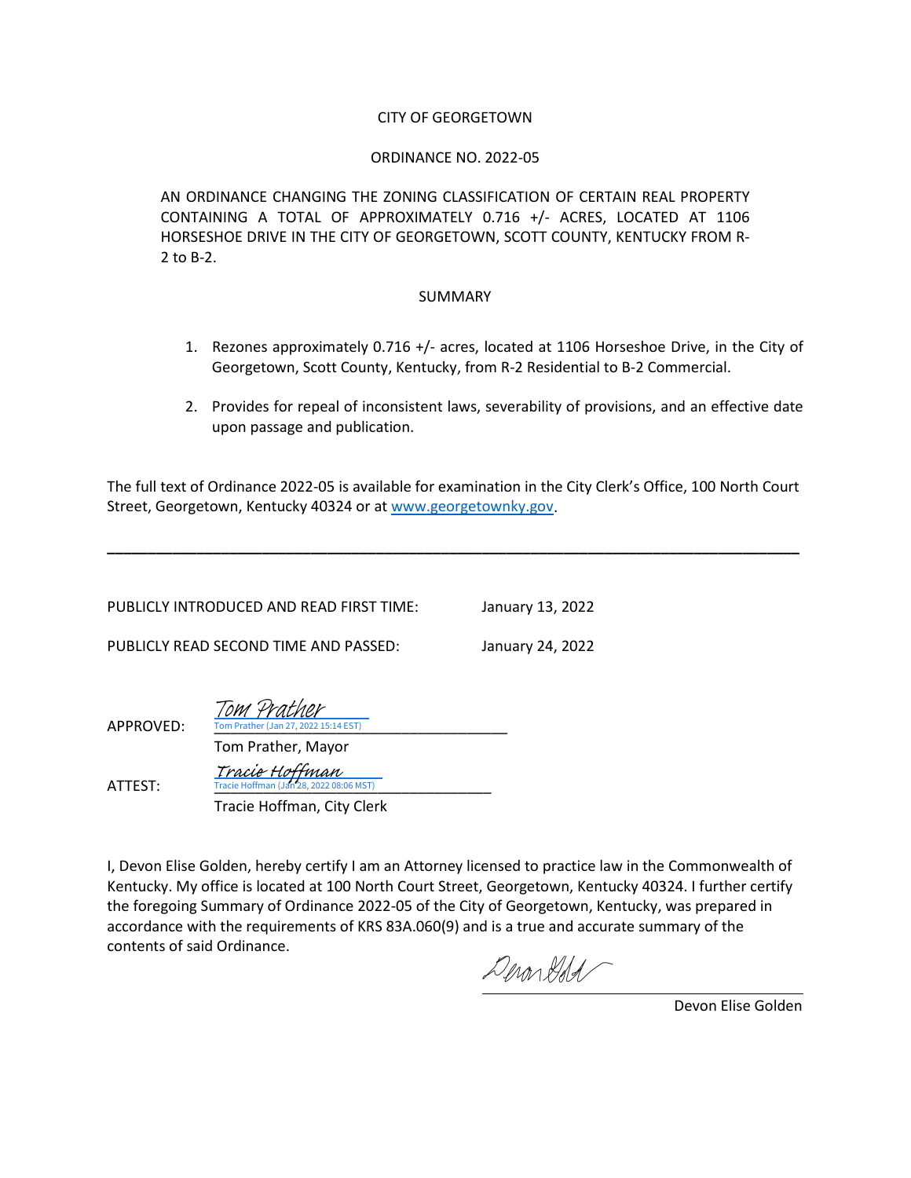CITY OF GEORGETOWN

ORDINANCE NO. 2022-05

AN ORDINANCE CHANGING THE ZONING CLASSIFICATION OF CERTAIN REAL PROPERTY CONTAINING A TOTAL OF APPROXIMATELY 0.716 +/- ACRES, LOCATED AT 1106 HORSESHOE DRIVE IN THE CITY OF GEORGETOWN, SCOTT COUNTY, KENTUCKY FROM R-2 to B-2.

SUMMARY

1. Rezones approximately 0.716 +/- acres, located at 1106 Horseshoe Drive, in the City of Georgetown, Scott County, Kentucky, from R-2 Residential to B-2 Commercial.

2. Provides for repeal of inconsistent laws, severability of provisions, and an effective date upon passage and publication.

The full text of Ordinance 2022-05 is available for examination in the City Clerk's Office, 100 North Court Street, Georgetown, Kentucky 40324 or at www.georgetownky.gov.

---

PUBLICLY INTRODUCED AND READ FIRST TIME: January 13, 2022

PUBLICLY READ SECOND TIME AND PASSED: January 24, 2022

APPROVED: Tom Prather
Tom Prather (Jan 27, 2022 15:14 EST)
Tom Prather, Mayor

ATTEST: Tracie Hoffman
Tracie Hoffman (Jan 28, 2022 08:06 MST)
Tracie Hoffman, City Clerk

I, Devon Elise Golden, hereby certify I am an Attorney licensed to practice law in the Commonwealth of Kentucky. My office is located at 100 North Court Street, Georgetown, Kentucky 40324. I further certify the foregoing Summary of Ordinance 2022-05 of the City of Georgetown, Kentucky, was prepared in accordance with the requirements of KRS 83A.060(9) and is a true and accurate summary of the contents of said Ordinance.

Devon Elise Golden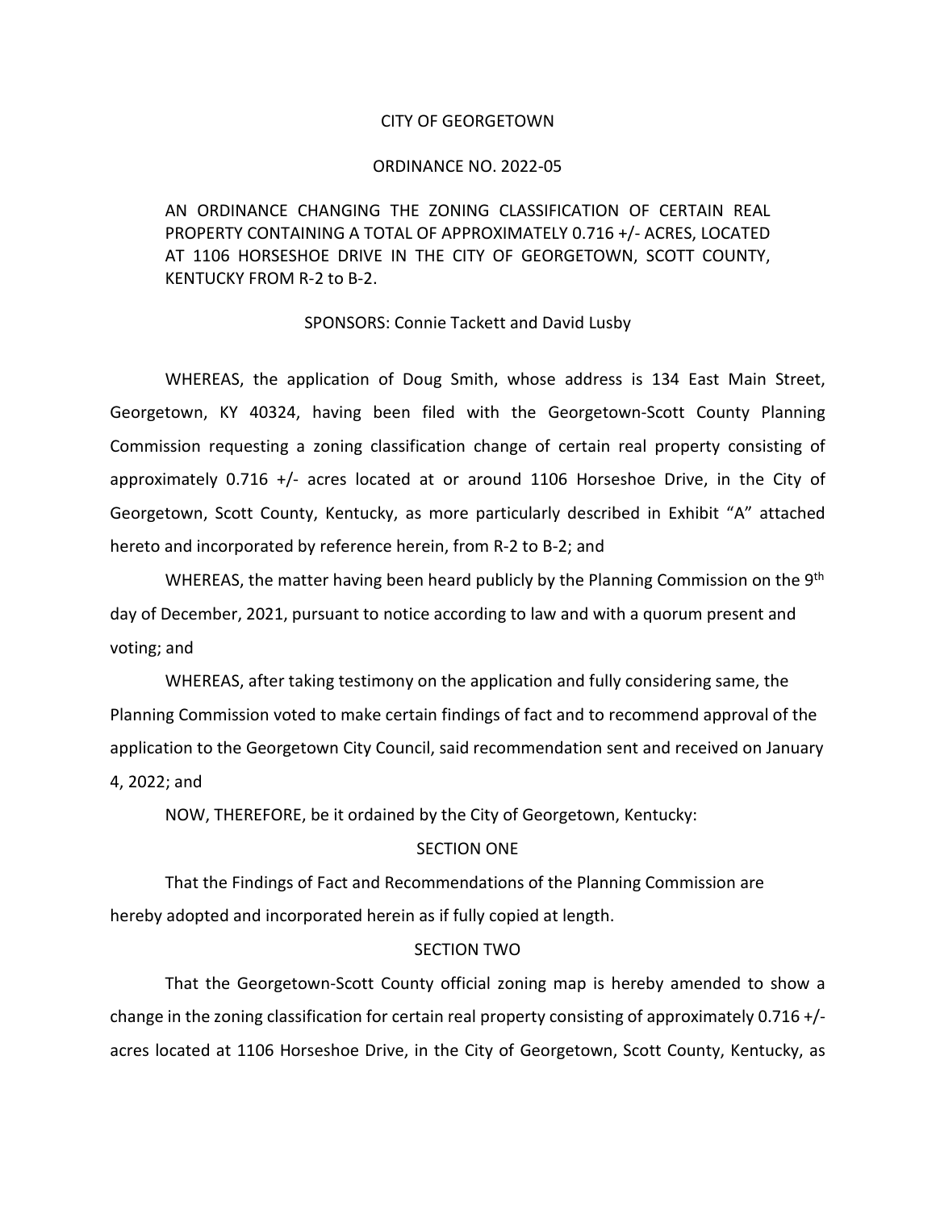CITY OF GEORGETOWN

ORDINANCE NO. 2022-05

AN ORDINANCE CHANGING THE ZONING CLASSIFICATION OF CERTAIN REAL PROPERTY CONTAINING A TOTAL OF APPROXIMATELY 0.716 +/- ACRES, LOCATED AT 1106 HORSESHOE DRIVE IN THE CITY OF GEORGETOWN, SCOTT COUNTY, KENTUCKY FROM R-2 to B-2.

SPONSORS: Connie Tackett and David Lusby

WHEREAS, the application of Doug Smith, whose address is 134 East Main Street, Georgetown, KY 40324, having been filed with the Georgetown-Scott County Planning Commission requesting a zoning classification change of certain real property consisting of approximately 0.716 +/- acres located at or around 1106 Horseshoe Drive, in the City of Georgetown, Scott County, Kentucky, as more particularly described in Exhibit "A" attached hereto and incorporated by reference herein, from R-2 to B-2; and

WHEREAS, the matter having been heard publicly by the Planning Commission on the 9th day of December, 2021, pursuant to notice according to law and with a quorum present and voting; and

WHEREAS, after taking testimony on the application and fully considering same, the Planning Commission voted to make certain findings of fact and to recommend approval of the application to the Georgetown City Council, said recommendation sent and received on January 4, 2022; and

NOW, THEREFORE, be it ordained by the City of Georgetown, Kentucky:

SECTION ONE

That the Findings of Fact and Recommendations of the Planning Commission are hereby adopted and incorporated herein as if fully copied at length.

SECTION TWO

That the Georgetown-Scott County official zoning map is hereby amended to show a change in the zoning classification for certain real property consisting of approximately 0.716 +/- acres located at 1106 Horseshoe Drive, in the City of Georgetown, Scott County, Kentucky, as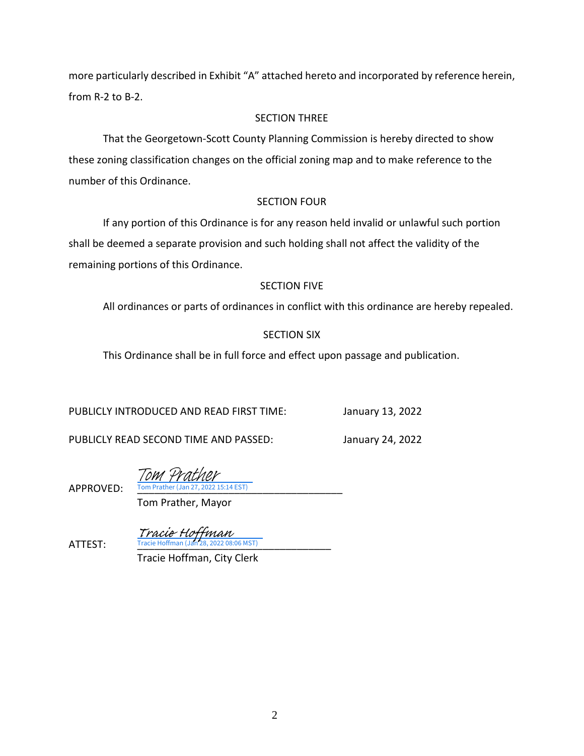more particularly described in Exhibit "A" attached hereto and incorporated by reference herein, from R-2 to B-2.

SECTION THREE

That the Georgetown-Scott County Planning Commission is hereby directed to show these zoning classification changes on the official zoning map and to make reference to the number of this Ordinance.

SECTION FOUR

If any portion of this Ordinance is for any reason held invalid or unlawful such portion shall be deemed a separate provision and such holding shall not affect the validity of the remaining portions of this Ordinance.

SECTION FIVE

All ordinances or parts of ordinances in conflict with this ordinance are hereby repealed.

SECTION SIX

This Ordinance shall be in full force and effect upon passage and publication.

PUBLICLY INTRODUCED AND READ FIRST TIME: January 13, 2022

PUBLICLY READ SECOND TIME AND PASSED: January 24, 2022

APPROVED: *Tom Prather*
Tom Prather (Jan 27, 2022 15:14 EST)
Tom Prather, Mayor

ATTEST: *Tracie Hoffman*
Tracie Hoffman (Jan 28, 2022 08:06 MST)
Tracie Hoffman, City Clerk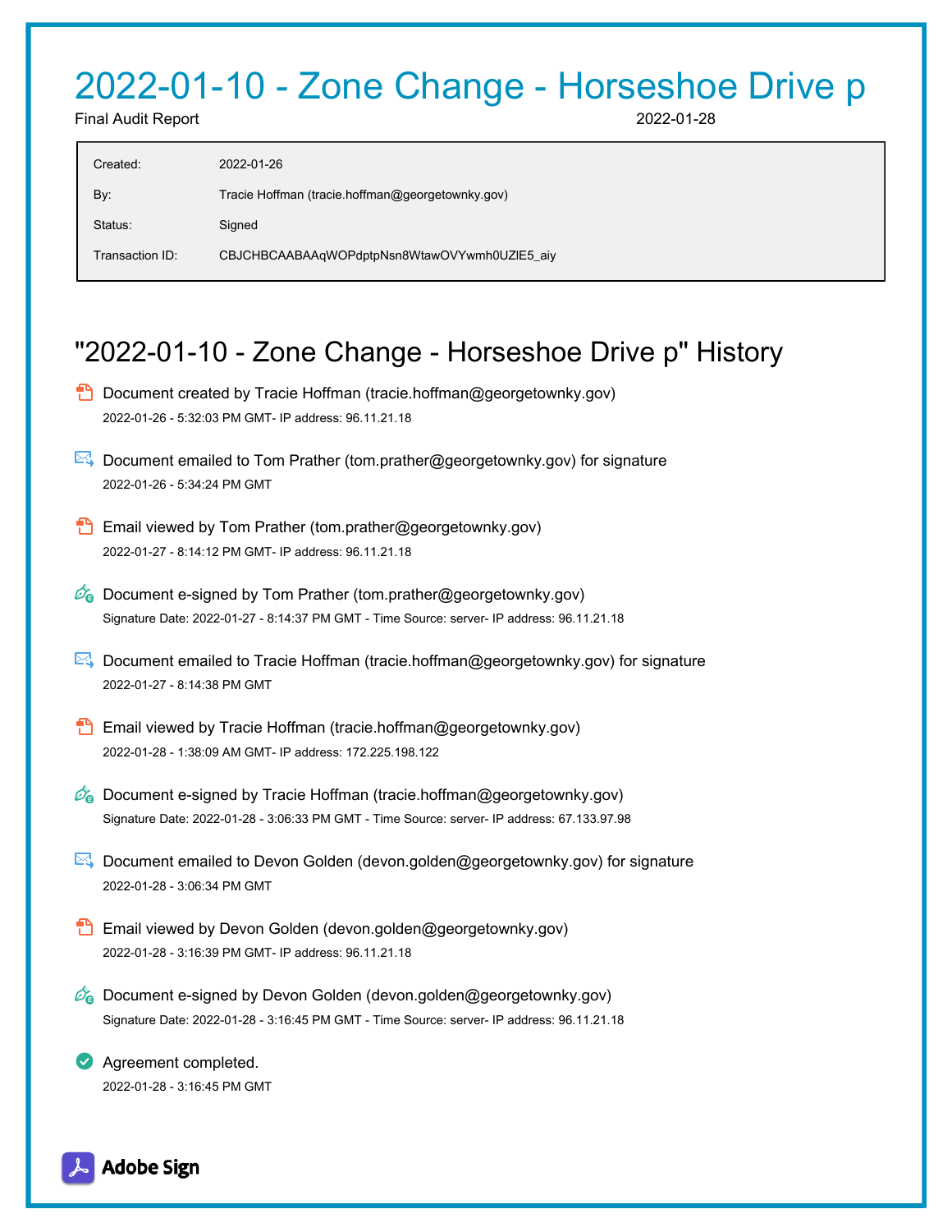# 2022-01-10 - Zone Change - Horseshoe Drive p

Final Audit Report 2022-01-28

| | |
|---|---|
| Created: | 2022-01-26 |
| By: | Tracie Hoffman (tracie.hoffman@georgetownky.gov) |
| Status: | Signed |
| Transaction ID: | CBJCHBCAABAAqWOPdptpNsn8WtawOVYwmh0UZlE5_aiy |

## "2022-01-10 - Zone Change - Horseshoe Drive p" History

- Document created by Tracie Hoffman (tracie.hoffman@georgetownky.gov)
  2022-01-26 - 5:32:03 PM GMT- IP address: 96.11.21.18

- Document emailed to Tom Prather (tom.prather@georgetownky.gov) for signature
  2022-01-26 - 5:34:24 PM GMT

- Email viewed by Tom Prather (tom.prather@georgetownky.gov)
  2022-01-27 - 8:14:12 PM GMT- IP address: 96.11.21.18

- Document e-signed by Tom Prather (tom.prather@georgetownky.gov)
  Signature Date: 2022-01-27 - 8:14:37 PM GMT - Time Source: server- IP address: 96.11.21.18

- Document emailed to Tracie Hoffman (tracie.hoffman@georgetownky.gov) for signature
  2022-01-27 - 8:14:38 PM GMT

- Email viewed by Tracie Hoffman (tracie.hoffman@georgetownky.gov)
  2022-01-28 - 1:38:09 AM GMT- IP address: 172.225.198.122

- Document e-signed by Tracie Hoffman (tracie.hoffman@georgetownky.gov)
  Signature Date: 2022-01-28 - 3:06:33 PM GMT - Time Source: server- IP address: 67.133.97.98

- Document emailed to Devon Golden (devon.golden@georgetownky.gov) for signature
  2022-01-28 - 3:06:34 PM GMT

- Email viewed by Devon Golden (devon.golden@georgetownky.gov)
  2022-01-28 - 3:16:39 PM GMT- IP address: 96.11.21.18

- Document e-signed by Devon Golden (devon.golden@georgetownky.gov)
  Signature Date: 2022-01-28 - 3:16:45 PM GMT - Time Source: server- IP address: 96.11.21.18

- Agreement completed.
  2022-01-28 - 3:16:45 PM GMT

Adobe Sign